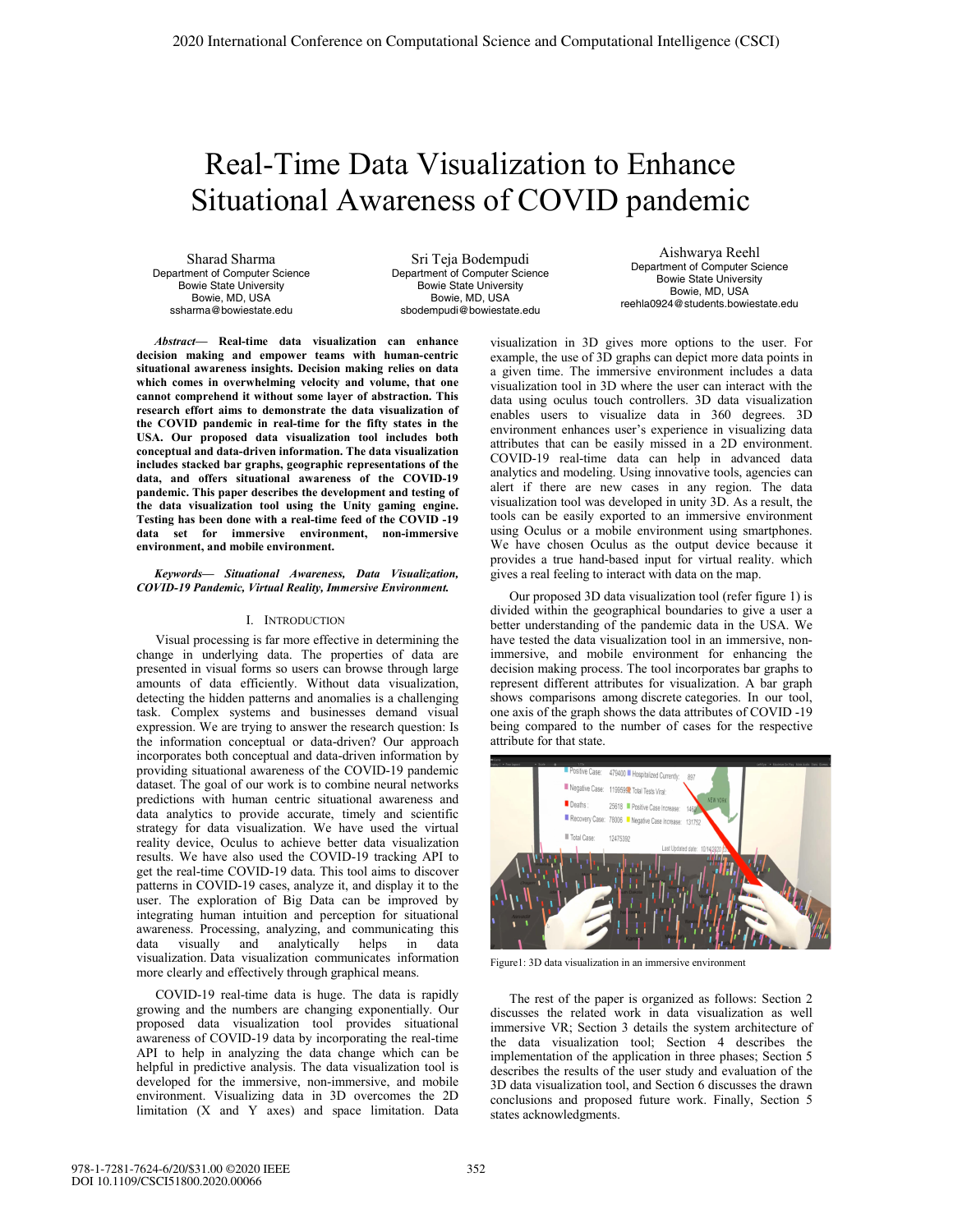# Real-Time Data Visualization to Enhance Situational Awareness of COVID pandemic

Sharad Sharma
Department of Computer Science
Bowie State University
Bowie, MD, USA
ssharma@bowiestate.edu

Sri Teja Bodempudi
Department of Computer Science
Bowie State University
Bowie, MD, USA
sbodempudi@bowiestate.edu

Aishwarya Reehl
Department of Computer Science
Bowie State University
Bowie, MD, USA
reehla0924@students.bowiestate.edu

***Abstract*— Real-time data visualization can enhance decision making and empower teams with human-centric situational awareness insights. Decision making relies on data which comes in overwhelming velocity and volume, that one cannot comprehend it without some layer of abstraction. This research effort aims to demonstrate the data visualization of the COVID pandemic in real-time for the fifty states in the USA. Our proposed data visualization tool includes both conceptual and data-driven information. The data visualization includes stacked bar graphs, geographic representations of the data, and offers situational awareness of the COVID-19 pandemic. This paper describes the development and testing of the data visualization tool using the Unity gaming engine. Testing has been done with a real-time feed of the COVID -19 data set for immersive environment, non-immersive environment, and mobile environment.**

***Keywords— Situational Awareness, Data Visualization, COVID-19 Pandemic, Virtual Reality, Immersive Environment.***

## I. Introduction

Visual processing is far more effective in determining the change in underlying data. The properties of data are presented in visual forms so users can browse through large amounts of data efficiently. Without data visualization, detecting the hidden patterns and anomalies is a challenging task. Complex systems and businesses demand visual expression. We are trying to answer the research question: Is the information conceptual or data-driven? Our approach incorporates both conceptual and data-driven information by providing situational awareness of the COVID-19 pandemic dataset. The goal of our work is to combine neural networks predictions with human centric situational awareness and data analytics to provide accurate, timely and scientific strategy for data visualization. We have used the virtual reality device, Oculus to achieve better data visualization results. We have also used the COVID-19 tracking API to get the real-time COVID-19 data. This tool aims to discover patterns in COVID-19 cases, analyze it, and display it to the user. The exploration of Big Data can be improved by integrating human intuition and perception for situational awareness. Processing, analyzing, and communicating this data visually and analytically helps in data visualization. Data visualization communicates information more clearly and effectively through graphical means.

COVID-19 real-time data is huge. The data is rapidly growing and the numbers are changing exponentially. Our proposed data visualization tool provides situational awareness of COVID-19 data by incorporating the real-time API to help in analyzing the data change which can be helpful in predictive analysis. The data visualization tool is developed for the immersive, non-immersive, and mobile environment. Visualizing data in 3D overcomes the 2D limitation (X and Y axes) and space limitation. Data visualization in 3D gives more options to the user. For example, the use of 3D graphs can depict more data points in a given time. The immersive environment includes a data visualization tool in 3D where the user can interact with the data using oculus touch controllers. 3D data visualization enables users to visualize data in 360 degrees. 3D environment enhances user's experience in visualizing data attributes that can be easily missed in a 2D environment. COVID-19 real-time data can help in advanced data analytics and modeling. Using innovative tools, agencies can alert if there are new cases in any region. The data visualization tool was developed in unity 3D. As a result, the tools can be easily exported to an immersive environment using Oculus or a mobile environment using smartphones. We have chosen Oculus as the output device because it provides a true hand-based input for virtual reality. which gives a real feeling to interact with data on the map.

Our proposed 3D data visualization tool (refer figure 1) is divided within the geographical boundaries to give a user a better understanding of the pandemic data in the USA. We have tested the data visualization tool in an immersive, non-immersive, and mobile environment for enhancing the decision making process. The tool incorporates bar graphs to represent different attributes for visualization. A bar graph shows comparisons among discrete categories. In our tool, one axis of the graph shows the data attributes of COVID -19 being compared to the number of cases for the respective attribute for that state.

Figure1: 3D data visualization in an immersive environment

The rest of the paper is organized as follows: Section 2 discusses the related work in data visualization as well immersive VR; Section 3 details the system architecture of the data visualization tool; Section 4 describes the implementation of the application in three phases; Section 5 describes the results of the user study and evaluation of the 3D data visualization tool, and Section 6 discusses the drawn conclusions and proposed future work. Finally, Section 5 states acknowledgments.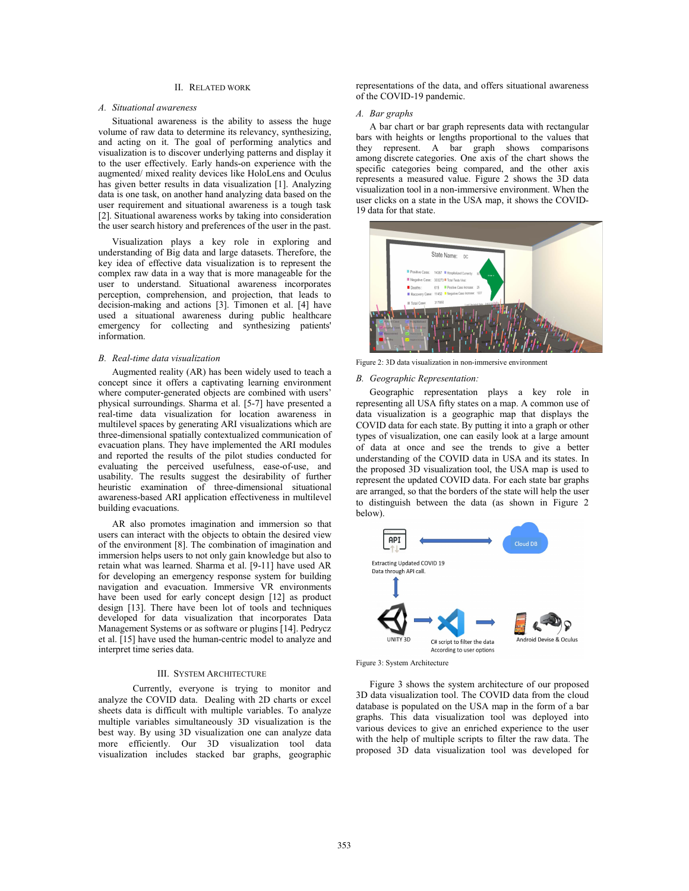## II. Related Work

### A. Situational awareness

Situational awareness is the ability to assess the huge volume of raw data to determine its relevancy, synthesizing, and acting on it. The goal of performing analytics and visualization is to discover underlying patterns and display it to the user effectively. Early hands-on experience with the augmented/ mixed reality devices like HoloLens and Oculus has given better results in data visualization [1]. Analyzing data is one task, on another hand analyzing data based on the user requirement and situational awareness is a tough task [2]. Situational awareness works by taking into consideration the user search history and preferences of the user in the past.

Visualization plays a key role in exploring and understanding of Big data and large datasets. Therefore, the key idea of effective data visualization is to represent the complex raw data in a way that is more manageable for the user to understand. Situational awareness incorporates perception, comprehension, and projection, that leads to decision-making and actions [3]. Timonen et al. [4] have used a situational awareness during public healthcare emergency for collecting and synthesizing patients' information.

### B. Real-time data visualization

Augmented reality (AR) has been widely used to teach a concept since it offers a captivating learning environment where computer-generated objects are combined with users' physical surroundings. Sharma et al. [5-7] have presented a real-time data visualization for location awareness in multilevel spaces by generating ARI visualizations which are three-dimensional spatially contextualized communication of evacuation plans. They have implemented the ARI modules and reported the results of the pilot studies conducted for evaluating the perceived usefulness, ease-of-use, and usability. The results suggest the desirability of further heuristic examination of three-dimensional situational awareness-based ARI application effectiveness in multilevel building evacuations.

AR also promotes imagination and immersion so that users can interact with the objects to obtain the desired view of the environment [8]. The combination of imagination and immersion helps users to not only gain knowledge but also to retain what was learned. Sharma et al. [9-11] have used AR for developing an emergency response system for building navigation and evacuation. Immersive VR environments have been used for early concept design [12] as product design [13]. There have been lot of tools and techniques developed for Data visualization that incorporates Data Management Systems or as software or plugins [14]. Pedrycz et al. [15] have used the human-centric model to analyze and interpret time series data.

## III. System Architecture

Currently, everyone is trying to monitor and analyze the COVID data. Dealing with 2D charts or excel sheets data is difficult with multiple variables. To analyze multiple variables simultaneously 3D visualization is the best way. By using 3D visualization one can analyze data more efficiently. Our 3D visualization tool data visualization includes stacked bar graphs, geographic representations of the data, and offers situational awareness of the COVID-19 pandemic.

### A. Bar graphs

A bar chart or bar graph represents data with rectangular bars with heights or lengths proportional to the values that they represent. A bar graph shows comparisons among discrete categories. One axis of the chart shows the specific categories being compared, and the other axis represents a measured value. Figure 2 shows the 3D data visualization tool in a non-immersive environment. When the user clicks on a state in the USA map, it shows the COVID-19 data for that state.

Figure 2: 3D data visualization in non-immersive environment

### B. Geographic Representation:

Geographic representation plays a key role in representing all USA fifty states on a map. A common use of data visualization is a geographic map that displays the COVID data for each state. By putting it into a graph or other types of visualization, one can easily look at a large amount of data at once and see the trends to give a better understanding of the COVID data in USA and its states. In the proposed 3D visualization tool, the USA map is used to represent the updated COVID data. For each state bar graphs are arranged, so that the borders of the state will help the user to distinguish between the data (as shown in Figure 2 below).

Figure 3: System Architecture

Figure 3 shows the system architecture of our proposed 3D data visualization tool. The COVID data from the cloud database is populated on the USA map in the form of a bar graphs. This data visualization tool was deployed into various devices to give an enriched experience to the user with the help of multiple scripts to filter the raw data. The proposed 3D data visualization tool was developed for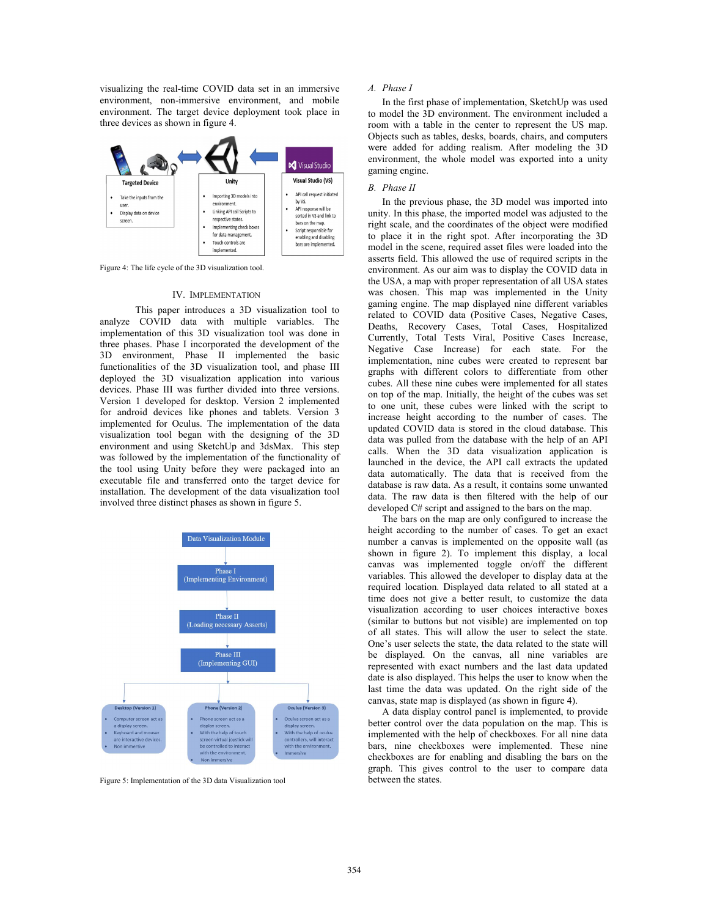visualizing the real-time COVID data set in an immersive environment, non-immersive environment, and mobile environment. The target device deployment took place in three devices as shown in figure 4.

Figure 4: The life cycle of the 3D visualization tool.

## IV. Implementation

This paper introduces a 3D visualization tool to analyze COVID data with multiple variables. The implementation of this 3D visualization tool was done in three phases. Phase I incorporated the development of the 3D environment, Phase II implemented the basic functionalities of the 3D visualization tool, and phase III deployed the 3D visualization into various devices. Phase III was further divided into three versions. Version 1 developed for desktop. Version 2 implemented for android devices like phones and tablets. Version 3 implemented for Oculus. The implementation of the data visualization tool began with the designing of the 3D environment and using SketchUp and 3dsMax. This step was followed by the implementation of the functionality of the tool using Unity before they were packaged into an executable file and transferred onto the target device for installation. The development of the data visualization tool involved three distinct phases as shown in figure 5.

Figure 5: Implementation of the 3D data Visualization tool

### A. Phase I

In the first phase of implementation, SketchUp was used to model the 3D environment. The environment included a room with a table in the center to represent the US map. Objects such as tables, desks, boards, chairs, and computers were added for adding realism. After modeling the 3D environment, the whole model was exported into a unity gaming engine.

### B. Phase II

In the previous phase, the 3D model was imported into unity. In this phase, the imported model was adjusted to the right scale, and the coordinates of the object were modified to place it in the right spot. After incorporating the 3D model in the scene, required asset files were loaded into the asserts field. This allowed the use of required scripts in the environment. As our aim was to display the COVID data in the USA, a map with proper representation of all USA states was chosen. This map was implemented in the Unity gaming engine. The map displayed nine different variables related to COVID data (Positive Cases, Negative Cases, Deaths, Recovery Cases, Total Cases, Hospitalized Currently, Total Tests Viral, Positive Cases Increase, Negative Case Increase) for each state. For the implementation, nine cubes were created to represent bar graphs with different colors to differentiate from other cubes. All these nine cubes were implemented for all states on top of the map. Initially, the height of the cubes was set to one unit, these cubes were linked with the script to increase height according to the number of cases. The updated COVID data is stored in the cloud database. This data was pulled from the database with the help of an API calls. When the 3D data visualization application is launched in the device, the API call extracts the updated data automatically. The data that is received from the database is raw data. As a result, it contains some unwanted data. The raw data is then filtered with the help of our developed C# script and assigned to the bars on the map.

The bars on the map are only configured to increase the height according to the number of cases. To get an exact number a canvas is implemented on the opposite wall (as shown in figure 2). To implement this display, a local canvas was implemented toggle on/off the different variables. This allowed the developer to display data at the required location. Displayed data related to all stated at a time does not give a better result, to customize the data visualization according to user choices interactive boxes (similar to buttons but not visible) are implemented on top of all states. This will allow the user to select the state. One's user selects the state, the data related to the state will be displayed. On the canvas, all nine variables are represented with exact numbers and the last data updated date is also displayed. This helps the user to know when the last time the data was updated. On the right side of the canvas, state map is displayed (as shown in figure 4).

A data display control panel is implemented, to provide better control over the data population on the map. This is implemented with the help of checkboxes. For all nine data bars, nine checkboxes were implemented. These nine checkboxes are for enabling and disabling the bars on the graph. This gives control to the user to compare data between the states.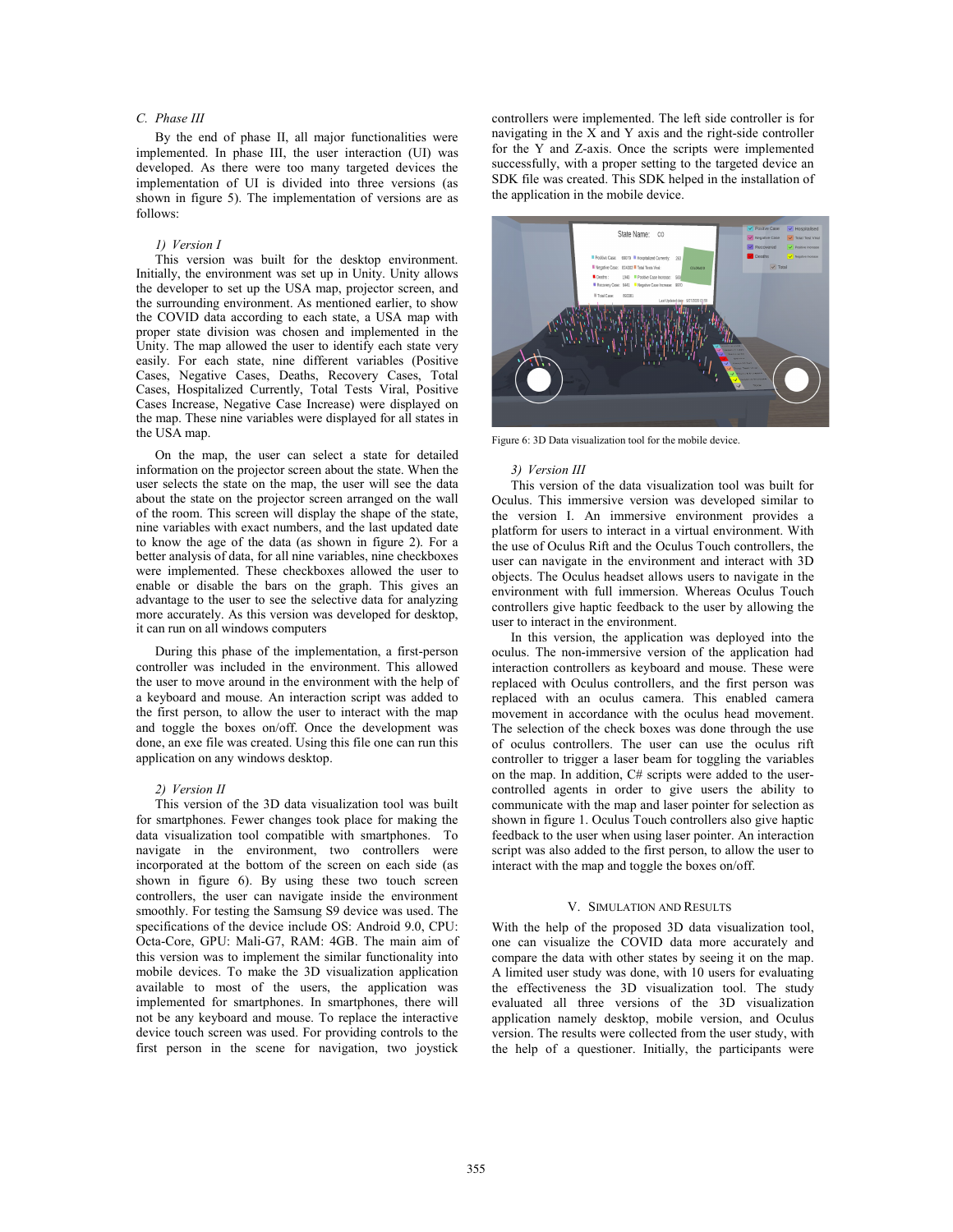### C. Phase III

By the end of phase II, all major functionalities were implemented. In phase III, the user interaction (UI) was developed. As there were too many targeted devices the implementation of UI is divided into three versions (as shown in figure 5). The implementation of versions are as follows:

#### 1) Version I

This version was built for the desktop environment. Initially, the environment was set up in Unity. Unity allows the developer to set up the USA map, projector screen, and the surrounding environment. As mentioned earlier, to show the COVID data according to each state, a USA map with proper state division was chosen and implemented in the Unity. The map allowed the user to identify each state very easily. For each state, nine different variables (Positive Cases, Negative Cases, Deaths, Recovery Cases, Total Cases, Hospitalized Currently, Total Tests Viral, Positive Cases Increase, Negative Case Increase) were displayed on the map. These nine variables were displayed for all states in the USA map.

On the map, the user can select a state for detailed information on the projector screen about the state. When the user selects the state on the map, the user will see the data about the state on the projector screen arranged on the wall of the room. This screen will display the shape of the state, nine variables with exact numbers, and the last updated date to know the age of the data (as shown in figure 2). For a better analysis of data, for all nine variables, nine checkboxes were implemented. These checkboxes allowed the user to enable or disable the bars on the graph. This gives an advantage to the user to see the selective data for analyzing more accurately. As this version was developed for desktop, it can run on all windows computers

During this phase of the implementation, a first-person controller was included in the environment. This allowed the user to move around in the environment with the help of a keyboard and mouse. An interaction script was added to the first person, to allow the user to interact with the map and toggle the boxes on/off. Once the development was done, an exe file was created. Using this file one can run this application on any windows desktop.

#### 2) Version II

This version of the 3D data visualization tool was built for smartphones. Fewer changes took place for making the data visualization tool compatible with smartphones. To navigate in the environment, two controllers were incorporated at the bottom of the screen on each side (as shown in figure 6). By using these two touch screen controllers, the user can navigate inside the environment smoothly. For testing the Samsung S9 device was used. The specifications of the device include OS: Android 9.0, CPU: Octa-Core, GPU: Mali-G7, RAM: 4GB. The main aim of this version was to implement the similar functionality into mobile devices. To make the 3D visualization application available to most of the users, the application was implemented for smartphones. In smartphones, there will not be any keyboard and mouse. To replace the interactive device touch screen was used. For providing controls to the first person in the scene for navigation, two joystick controllers were implemented. The left side controller is for navigating in the X and Y axis and the right-side controller for the Y and Z-axis. Once the scripts were implemented successfully, with a proper setting to the targeted device an SDK file was created. This SDK helped in the installation of the application in the mobile device.

Figure 6: 3D Data visualization tool for the mobile device.

#### 3) Version III

This version of the data visualization tool was built for Oculus. This immersive version was developed similar to the version I. An immersive environment provides a platform for users to interact in a virtual environment. With the use of Oculus Rift and the Oculus Touch controllers, the user can navigate in the environment and interact with 3D objects. The Oculus headset allows users to navigate in the environment with full immersion. Whereas Oculus Touch controllers give haptic feedback to the user by allowing the user to interact in the environment.

In this version, the application was deployed into the oculus. The non-immersive version of the application had interaction controllers as keyboard and mouse. These were replaced with Oculus controllers, and the first person was replaced with an oculus camera. This enabled camera movement in accordance with the oculus head movement. The selection of the check boxes was done through the use of oculus controllers. The user can use the oculus rift controller to trigger a laser beam for toggling the variables on the map. In addition, C# scripts were added to the user-controlled agents in order to give users the ability to communicate with the map and laser pointer for selection as shown in figure 1. Oculus Touch controllers also give haptic feedback to the user when using laser pointer. An interaction script was also added to the first person, to allow the user to interact with the map and toggle the boxes on/off.

## V. Simulation and Results

With the help of the proposed 3D data visualization tool, one can visualize the COVID data more accurately and compare the data with other states by seeing it on the map. A limited user study was done, with 10 users for evaluating the effectiveness the 3D visualization tool. The study evaluated all three versions of the 3D visualization application namely desktop, mobile version, and Oculus version. The results were collected from the user study, with the help of a questioner. Initially, the participants were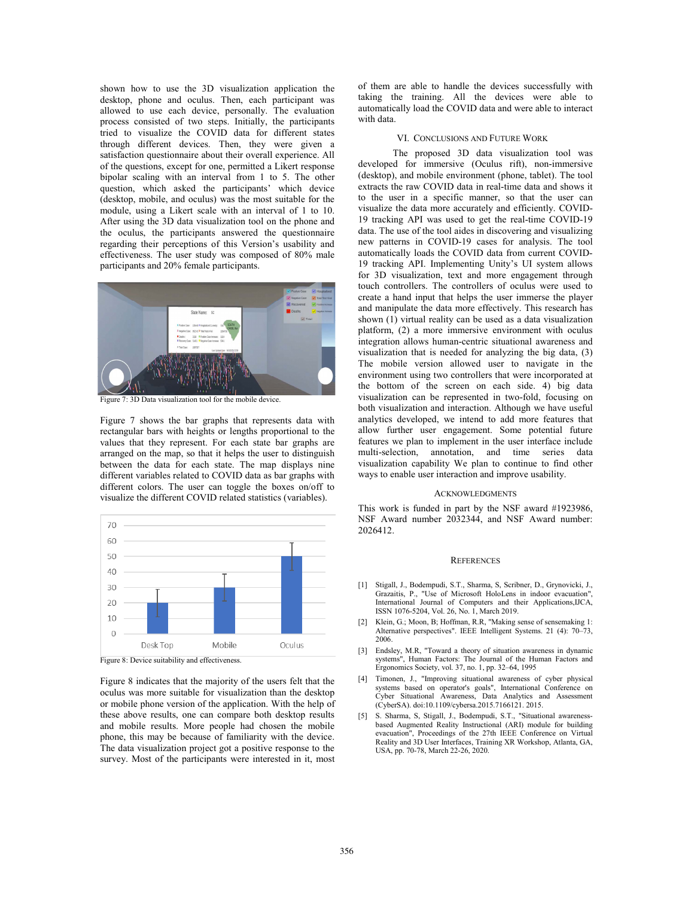shown how to use the 3D visualization application the desktop, phone and oculus. Then, each participant was allowed to use each device, personally. The evaluation process consisted of two steps. Initially, the participants tried to visualize the COVID data for different states through different devices. Then, they were given a satisfaction questionnaire about their overall experience. All of the questions, except for one, permitted a Likert response bipolar scaling with an interval from 1 to 5. The other question, which asked the participants' which device (desktop, mobile, and oculus) was the most suitable for the module, using a Likert scale with an interval of 1 to 10. After using the 3D data visualization tool on the phone and the oculus, the participants answered the questionnaire regarding their perceptions of this Version's usability and effectiveness. The user study was composed of 80% male participants and 20% female participants.

Figure 7: 3D Data visualization tool for the mobile device.

Figure 7 shows the bar graphs that represents data with rectangular bars with heights or lengths proportional to the values that they represent. For each state bar graphs are arranged on the map, so that it helps the user to distinguish between the data for each state. The map displays nine different variables related to COVID data as bar graphs with different colors. The user can toggle the boxes on/off to visualize the different COVID related statistics (variables).

Figure 8: Device suitability and effectiveness.

Figure 8 indicates that the majority of the users felt that the oculus was more suitable for visualization than the desktop or mobile phone version of the application. With the help of these above results, one can compare both desktop results and mobile results. More people had chosen the mobile phone, this may be because of familiarity with the device. The data visualization project got a positive response to the survey. Most of the participants were interested in it, most of them are able to handle the devices successfully with taking the training. All the devices were able to automatically load the COVID data and were able to interact with data.

## VI. Conclusions and Future Work

The proposed 3D data visualization tool was developed for immersive (Oculus rift), non-immersive (desktop), and mobile environment (phone, tablet). The tool extracts the raw COVID data in real-time data and shows it to the user in a specific manner, so that the user can visualize the data more accurately and efficiently. COVID-19 tracking API was used to get the real-time COVID-19 data. The use of the tool aides in discovering and visualizing new patterns in COVID-19 cases for analysis. The tool automatically loads the COVID data from current COVID-19 tracking API. Implementing Unity's UI system allows for 3D visualization, text and more engagement through touch controllers. The controllers of oculus were used to create a hand input that helps the user immerse the player and manipulate the data more effectively. This research has shown (1) virtual reality can be used as a data visualization platform, (2) a more immersive environment with oculus integration allows human-centric situational awareness and visualization that is needed for analyzing the big data, (3) The mobile version allowed user to navigate in the environment using two controllers that were incorporated at the bottom of the screen on each side. 4) big data visualization can be represented in two-fold, focusing on both visualization and interaction. Although we have useful analytics developed, we intend to add more features that allow further user engagement. Some potential future features we plan to implement in the user interface include multi-selection, annotation, and time series data visualization capability We plan to continue to find other ways to enable user interaction and improve usability.

## Acknowledgments

This work is funded in part by the NSF award #1923986, NSF Award number 2032344, and NSF Award number: 2026412.

## References

[1] Stigall, J., Bodempudi, S.T., Sharma, S, Scribner, D., Grynovicki, J., Grazaitis, P., "Use of Microsoft HoloLens in indoor evacuation", International Journal of Computers and their Applications,IJCA, ISSN 1076-5204, Vol. 26, No. 1, March 2019.

[2] Klein, G.; Moon, B; Hoffman, R.R, "Making sense of sensemaking 1: Alternative perspectives". IEEE Intelligent Systems. 21 (4): 70–73, 2006.

[3] Endsley, M.R, "Toward a theory of situation awareness in dynamic systems", Human Factors: The Journal of the Human Factors and Ergonomics Society, vol. 37, no. 1, pp. 32–64, 1995

[4] Timonen, J., "Improving situational awareness of cyber physical systems based on operator's goals", International Conference on Cyber Situational Awareness, Data Analytics and Assessment (CyberSA). doi:10.1109/cybersa.2015.7166121. 2015.

[5] S. Sharma, S, Stigall, J., Bodempudi, S.T., "Situational awareness-based Augmented Reality Instructional (ARI) module for building evacuation", Proceedings of the 27th IEEE Conference on Virtual Reality and 3D User Interfaces, Training XR Workshop, Atlanta, GA, USA, pp. 70-78, March 22-26, 2020.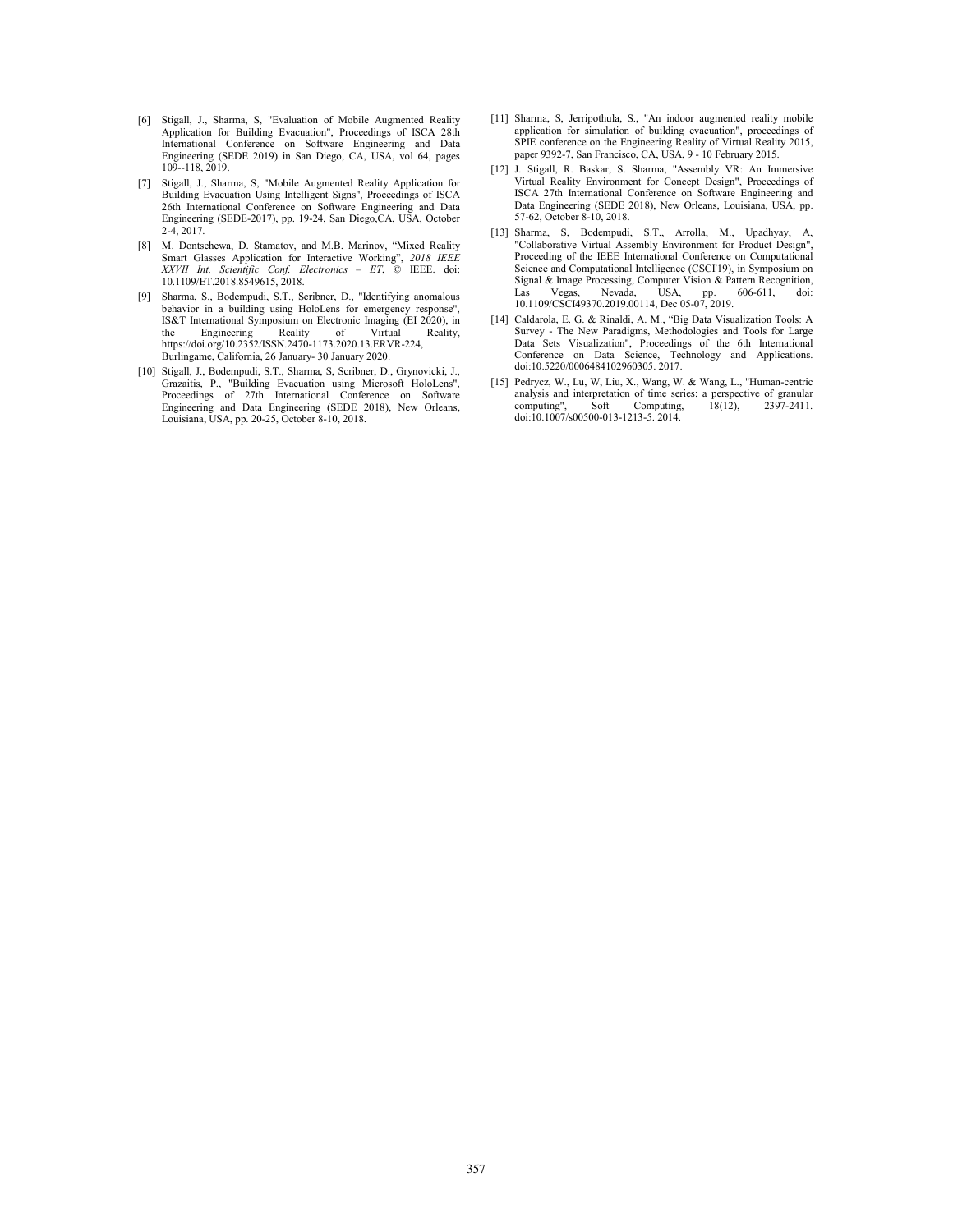[6] Stigall, J., Sharma, S, "Evaluation of Mobile Augmented Reality Application for Building Evacuation", Proceedings of ISCA 28th International Conference on Software Engineering and Data Engineering (SEDE 2019) in San Diego, CA, USA, vol 64, pages 109--118, 2019.

[7] Stigall, J., Sharma, S, "Mobile Augmented Reality Application for Building Evacuation Using Intelligent Signs", Proceedings of ISCA 26th International Conference on Software Engineering and Data Engineering (SEDE-2017), pp. 19-24, San Diego,CA, USA, October 2-4, 2017.

[8] M. Dontschewa, D. Stamatov, and M.B. Marinov, "Mixed Reality Smart Glasses Application for Interactive Working", *2018 IEEE XXVII Int. Scientific Conf. Electronics – ET*, © IEEE. doi: 10.1109/ET.2018.8549615, 2018.

[9] Sharma, S., Bodempudi, S.T., Scribner, D., "Identifying anomalous behavior in a building using HoloLens for emergency response", IS&T International Symposium on Electronic Imaging (EI 2020), in the Engineering Reality of Virtual Reality, https://doi.org/10.2352/ISSN.2470-1173.2020.13.ERVR-224, Burlingame, California, 26 January- 30 January 2020.

[10] Stigall, J., Bodempudi, S.T., Sharma, S, Scribner, D., Grynovicki, J., Grazaitis, P., "Building Evacuation using Microsoft HoloLens", Proceedings of 27th International Conference on Software Engineering and Data Engineering (SEDE 2018), New Orleans, Louisiana, USA, pp. 20-25, October 8-10, 2018.

[11] Sharma, S, Jerripothula, S., "An indoor augmented reality mobile application for simulation of building evacuation", proceedings of SPIE conference on the Engineering Reality of Virtual Reality 2015, paper 9392-7, San Francisco, CA, USA, 9 - 10 February 2015.

[12] J. Stigall, R. Baskar, S. Sharma, "Assembly VR: An Immersive Virtual Reality Environment for Concept Design", Proceedings of ISCA 27th International Conference on Software Engineering and Data Engineering (SEDE 2018), New Orleans, Louisiana, USA, pp. 57-62, October 8-10, 2018.

[13] Sharma, S, Bodempudi, S.T., Arrolla, M., Upadhyay, A, "Collaborative Virtual Assembly Environment for Product Design", Proceeding of the IEEE International Conference on Computational Science and Computational Intelligence (CSCI'19), in Symposium on Signal & Image Processing, Computer Vision & Pattern Recognition, Las Vegas, Nevada, USA, pp. 606-611, doi: 10.1109/CSCI49370.2019.00114, Dec 05-07, 2019.

[14] Caldarola, E. G. & Rinaldi, A. M., "Big Data Visualization Tools: A Survey - The New Paradigms, Methodologies and Tools for Large Data Sets Visualization", Proceedings of the 6th International Conference on Data Science, Technology and Applications. doi:10.5220/0006484102960305. 2017.

[15] Pedrycz, W., Lu, W, Liu, X., Wang, W. & Wang, L., "Human-centric analysis and interpretation of time series: a perspective of granular computing", Soft Computing, 18(12), 2397-2411. doi:10.1007/s00500-013-1213-5. 2014.